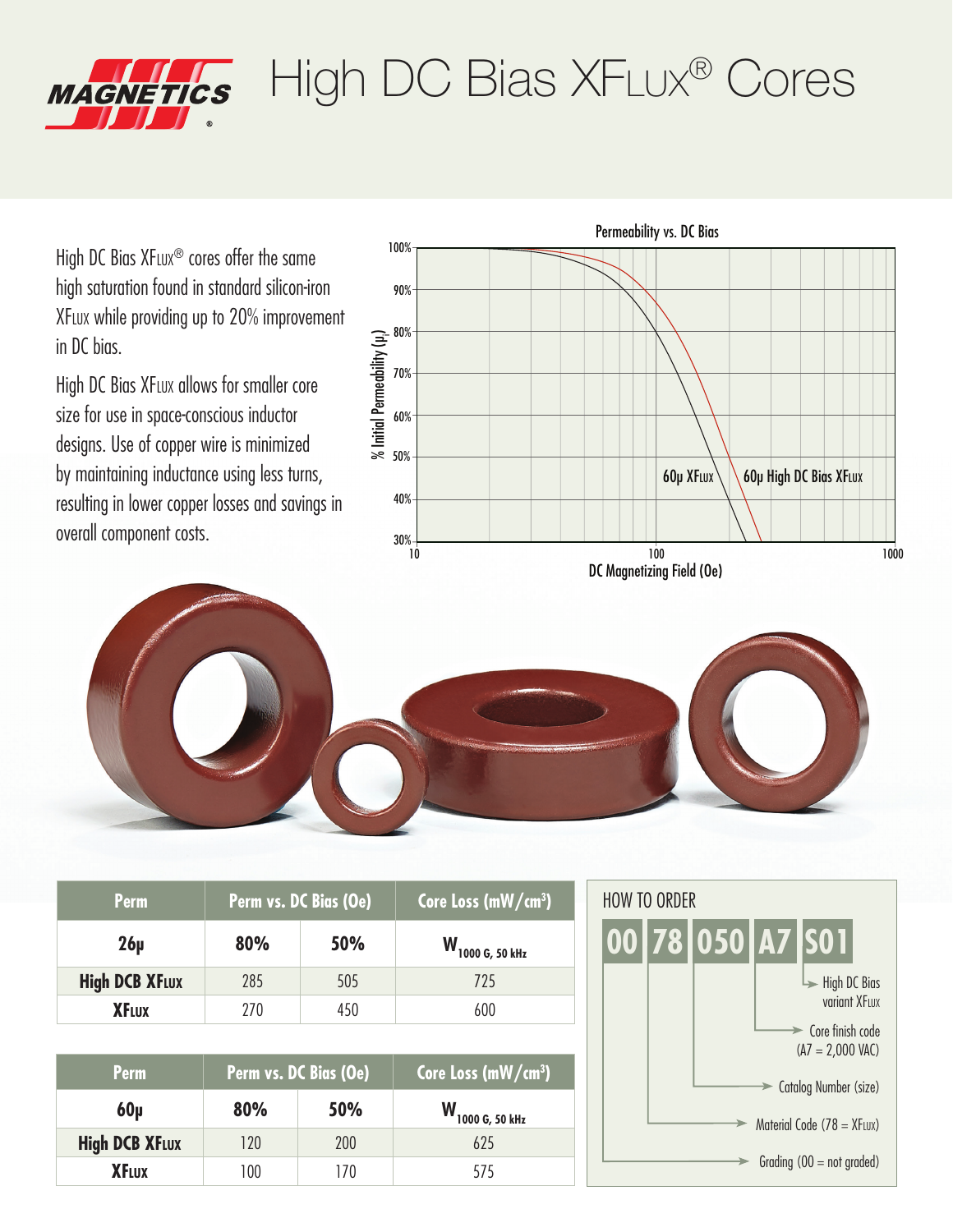# High DC Bias XFLUX® Cores

High DC Bias XFLUX® cores offer the same high saturation found in standard silicon-iron XFLUX while providing up to 20% improvement in DC bias.

High DC Bias XFLUX allows for smaller core size for use in space-conscious inductor designs. Use of copper wire is minimized by maintaining inductance using less turns, resulting in lower copper losses and savings in overall component costs.

**Permeability vs. DC Bias**

| Perm | Perm vs. DC Bias (Oe) | | Core Loss (mW/cm³) |
|---|---|---|---|
| **26µ** | **80%** | **50%** | $W_{1000\text{ G, }50\text{ kHz}}$ |
| **High DCB XFLUX** | 285 | 505 | 725 |
| **XFLUX** | 270 | 450 | 600 |

| Perm | Perm vs. DC Bias (Oe) | | Core Loss (mW/cm³) |
|---|---|---|---|
| **60µ** | **80%** | **50%** | $W_{1000\text{ G, }50\text{ kHz}}$ |
| **High DCB XFLUX** | 120 | 200 | 625 |
| **XFLUX** | 100 | 170 | 575 |

## HOW TO ORDER

**00 78 050 A7 S01**

- S01 → High DC Bias variant XFLUX
- A7 → Core finish code (A7 = 2,000 VAC)
- 050 → Catalog Number (size)
- 78 → Material Code (78 = XFLUX)
- 00 → Grading (00 = not graded)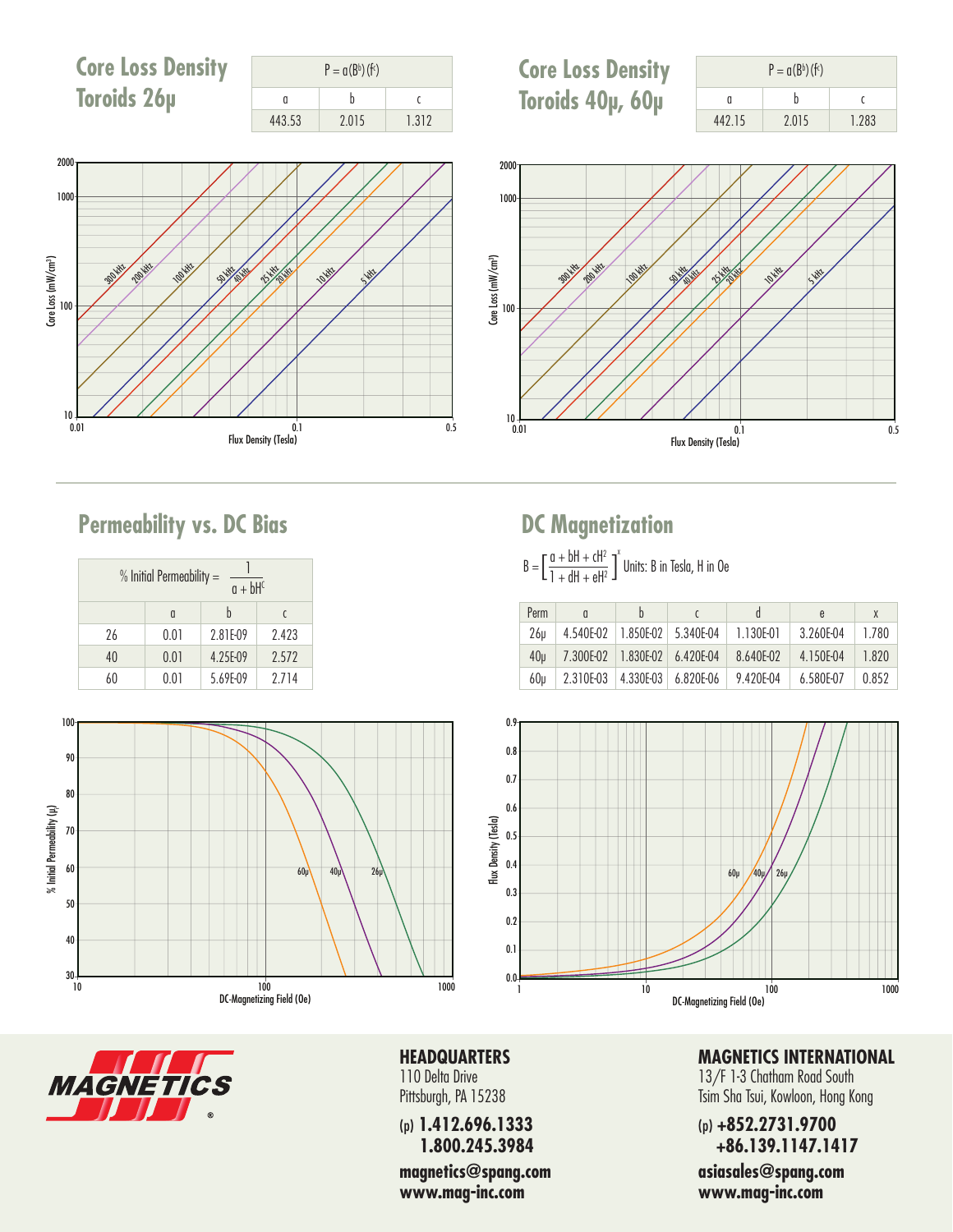## Core Loss Density Toroids 26μ

$P = a(B^b)(f^c)$

| a | b | c |
|---|---|---|
| 443.53 | 2.015 | 1.312 |

2000
1000
100
10
Core Loss (mW/cm³)
0.01
0.1
0.5
Flux Density (Tesla)
300 kHz
200 kHz
100 kHz
50 kHz
40 kHz
25 kHz
20 kHz
10 kHz
5 kHz

## Core Loss Density Toroids 40μ, 60μ

$P = a(B^b)(f^c)$

| a | b | c |
|---|---|---|
| 442.15 | 2.015 | 1.283 |

2000
1000
100
10
Core Loss (mW/cm³)
0.01
0.1
0.5
Flux Density (Tesla)
300 kHz
200 kHz
100 kHz
50 kHz
40 kHz
25 kHz
20 kHz
10 kHz
5 kHz

## Permeability vs. DC Bias

$$\% \text{ Initial Permeability} = \frac{1}{a + bH^c}$$

| | a | b | c |
|---|---|---|---|
| 26 | 0.01 | 2.81E-09 | 2.423 |
| 40 | 0.01 | 4.25E-09 | 2.572 |
| 60 | 0.01 | 5.69E-09 | 2.714 |

100
90
80
70
60
50
40
30
% Initial Permeability (μ)
10
100
1000
DC-Magnetizing Field (Oe)
60μ
40μ
26μ

## DC Magnetization

$$B = \left[\frac{a + bH + cH^2}{1 + dH + eH^2}\right]^x$$ Units: B in Tesla, H in Oe

| Perm | a | b | c | d | e | x |
|---|---|---|---|---|---|---|
| 26μ | 4.540E-02 | 1.850E-02 | 5.340E-04 | 1.130E-01 | 3.260E-04 | 1.780 |
| 40μ | 7.300E-02 | 1.830E-02 | 6.420E-04 | 8.640E-02 | 4.150E-04 | 1.820 |
| 60μ | 2.310E-03 | 4.330E-03 | 6.820E-06 | 9.420E-04 | 6.580E-07 | 0.852 |

0.9
0.8
0.7
0.6
0.5
0.4
0.3
0.2
0.1
0.0
Flux Density (Tesla)
1
10
100
1000
DC-Magnetizing Field (Oe)
60μ
40μ
26μ

MAGNETICS®

**HEADQUARTERS**
110 Delta Drive
Pittsburgh, PA 15238

**(p) 1.412.696.1333**
**1.800.245.3984**

**magnetics@spang.com**
**www.mag-inc.com**

**MAGNETICS INTERNATIONAL**
13/F 1-3 Chatham Road South
Tsim Sha Tsui, Kowloon, Hong Kong

**(p) +852.2731.9700**
**+86.139.1147.1417**

**asiasales@spang.com**
**www.mag-inc.com**